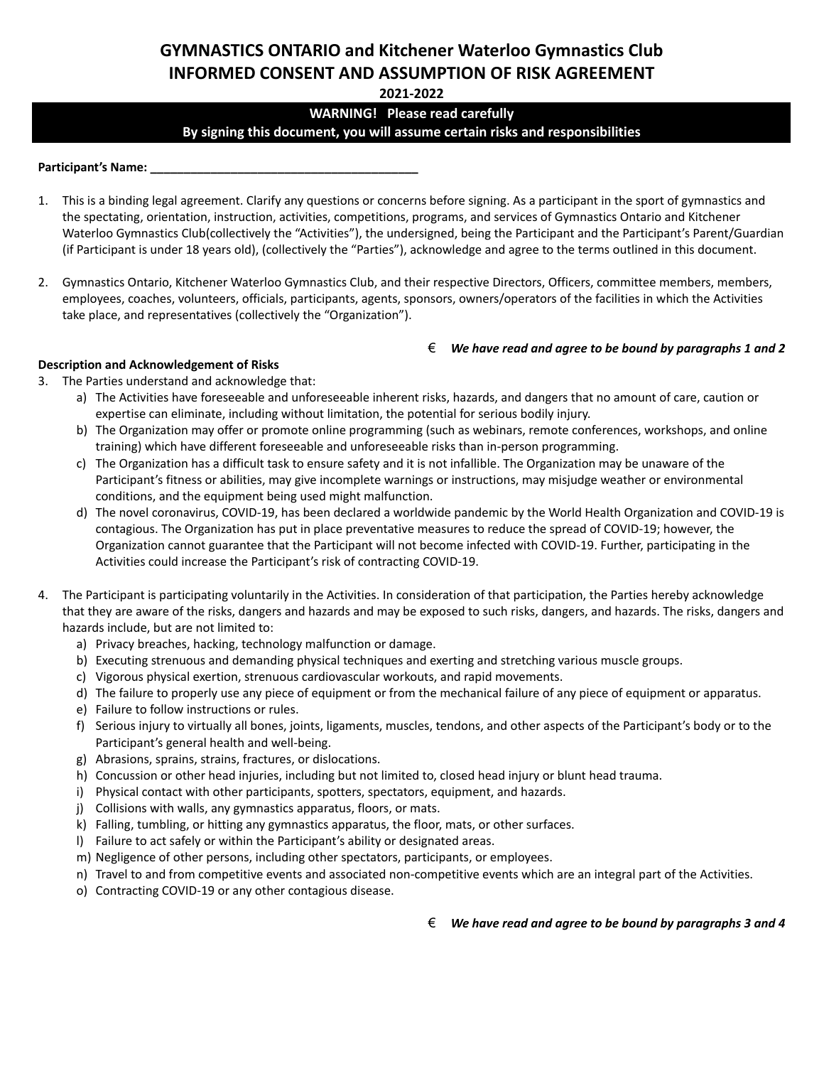# GYMNASTICS ONTARIO and Kitchener Waterloo Gymnastics Club
# INFORMED CONSENT AND ASSUMPTION OF RISK AGREEMENT

**2021-2022**

**WARNING! Please read carefully**
**By signing this document, you will assume certain risks and responsibilities**

**Participant's Name: ________________________________________**

1. This is a binding legal agreement. Clarify any questions or concerns before signing. As a participant in the sport of gymnastics and the spectating, orientation, instruction, activities, competitions, programs, and services of Gymnastics Ontario and Kitchener Waterloo Gymnastics Club(collectively the "Activities"), the undersigned, being the Participant and the Participant's Parent/Guardian (if Participant is under 18 years old), (collectively the "Parties"), acknowledge and agree to the terms outlined in this document.

2. Gymnastics Ontario, Kitchener Waterloo Gymnastics Club, and their respective Directors, Officers, committee members, members, employees, coaches, volunteers, officials, participants, agents, sponsors, owners/operators of the facilities in which the Activities take place, and representatives (collectively the "Organization").

€ ***We have read and agree to be bound by paragraphs 1 and 2***

**Description and Acknowledgement of Risks**

3. The Parties understand and acknowledge that:
   a) The Activities have foreseeable and unforeseeable inherent risks, hazards, and dangers that no amount of care, caution or expertise can eliminate, including without limitation, the potential for serious bodily injury.
   b) The Organization may offer or promote online programming (such as webinars, remote conferences, workshops, and online training) which have different foreseeable and unforeseeable risks than in-person programming.
   c) The Organization has a difficult task to ensure safety and it is not infallible. The Organization may be unaware of the Participant's fitness or abilities, may give incomplete warnings or instructions, may misjudge weather or environmental conditions, and the equipment being used might malfunction.
   d) The novel coronavirus, COVID-19, has been declared a worldwide pandemic by the World Health Organization and COVID-19 is contagious. The Organization has put in place preventative measures to reduce the spread of COVID-19; however, the Organization cannot guarantee that the Participant will not become infected with COVID-19. Further, participating in the Activities could increase the Participant's risk of contracting COVID-19.

4. The Participant is participating voluntarily in the Activities. In consideration of that participation, the Parties hereby acknowledge that they are aware of the risks, dangers and hazards and may be exposed to such risks, dangers, and hazards. The risks, dangers and hazards include, but are not limited to:
   a) Privacy breaches, hacking, technology malfunction or damage.
   b) Executing strenuous and demanding physical techniques and exerting and stretching various muscle groups.
   c) Vigorous physical exertion, strenuous cardiovascular workouts, and rapid movements.
   d) The failure to properly use any piece of equipment or from the mechanical failure of any piece of equipment or apparatus.
   e) Failure to follow instructions or rules.
   f) Serious injury to virtually all bones, joints, ligaments, muscles, tendons, and other aspects of the Participant's body or to the Participant's general health and well-being.
   g) Abrasions, sprains, strains, fractures, or dislocations.
   h) Concussion or other head injuries, including but not limited to, closed head injury or blunt head trauma.
   i) Physical contact with other participants, spotters, spectators, equipment, and hazards.
   j) Collisions with walls, any gymnastics apparatus, floors, or mats.
   k) Falling, tumbling, or hitting any gymnastics apparatus, the floor, mats, or other surfaces.
   l) Failure to act safely or within the Participant's ability or designated areas.
   m) Negligence of other persons, including other spectators, participants, or employees.
   n) Travel to and from competitive events and associated non-competitive events which are an integral part of the Activities.
   o) Contracting COVID-19 or any other contagious disease.

€ ***We have read and agree to be bound by paragraphs 3 and 4***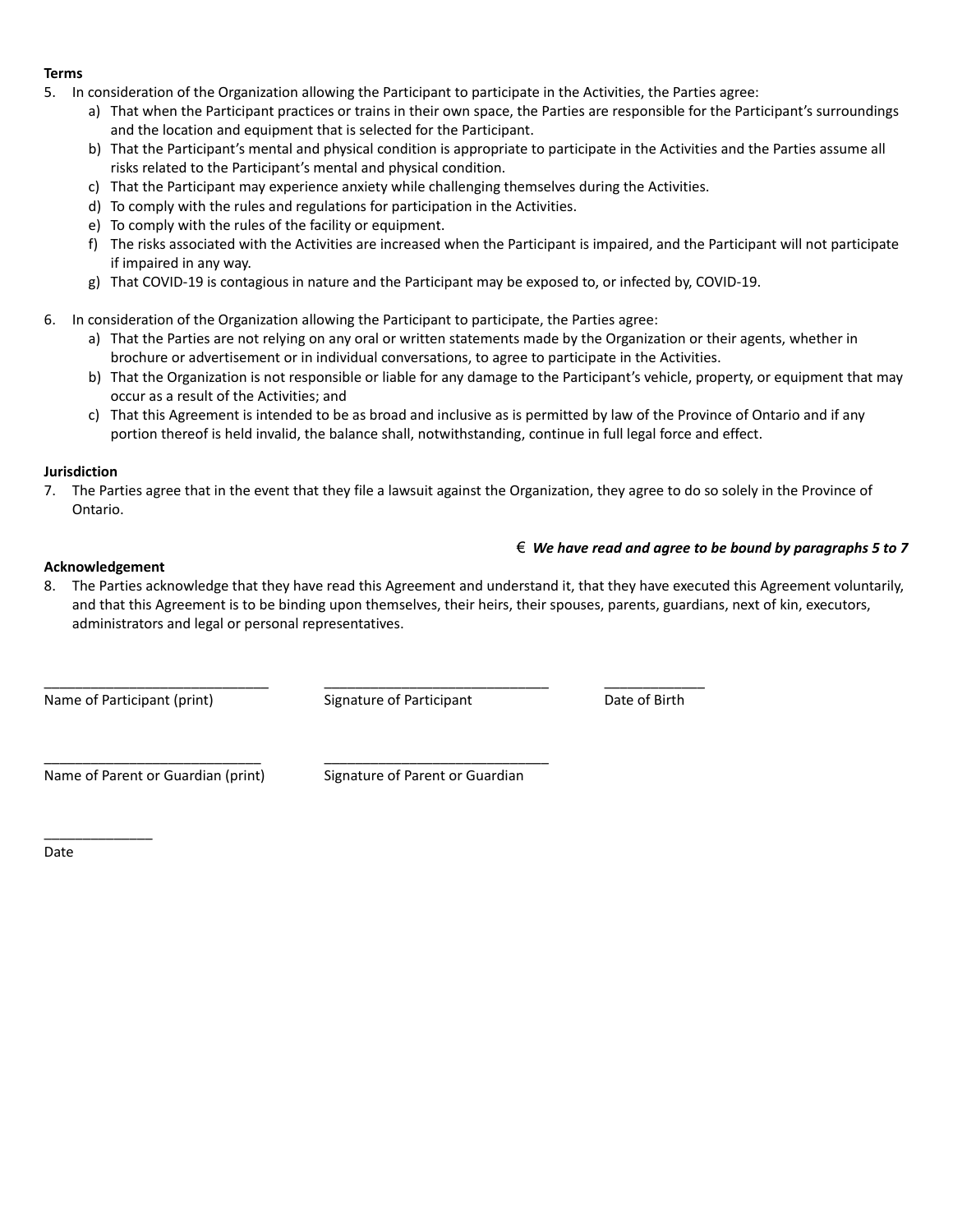**Terms**

5. In consideration of the Organization allowing the Participant to participate in the Activities, the Parties agree:
    a) That when the Participant practices or trains in their own space, the Parties are responsible for the Participant's surroundings and the location and equipment that is selected for the Participant.
    b) That the Participant's mental and physical condition is appropriate to participate in the Activities and the Parties assume all risks related to the Participant's mental and physical condition.
    c) That the Participant may experience anxiety while challenging themselves during the Activities.
    d) To comply with the rules and regulations for participation in the Activities.
    e) To comply with the rules of the facility or equipment.
    f) The risks associated with the Activities are increased when the Participant is impaired, and the Participant will not participate if impaired in any way.
    g) That COVID-19 is contagious in nature and the Participant may be exposed to, or infected by, COVID-19.

6. In consideration of the Organization allowing the Participant to participate, the Parties agree:
    a) That the Parties are not relying on any oral or written statements made by the Organization or their agents, whether in brochure or advertisement or in individual conversations, to agree to participate in the Activities.
    b) That the Organization is not responsible or liable for any damage to the Participant's vehicle, property, or equipment that may occur as a result of the Activities; and
    c) That this Agreement is intended to be as broad and inclusive as is permitted by law of the Province of Ontario and if any portion thereof is held invalid, the balance shall, notwithstanding, continue in full legal force and effect.

**Jurisdiction**

7. The Parties agree that in the event that they file a lawsuit against the Organization, they agree to do so solely in the Province of Ontario.

€ ***We have read and agree to be bound by paragraphs 5 to 7***

**Acknowledgement**

8. The Parties acknowledge that they have read this Agreement and understand it, that they have executed this Agreement voluntarily, and that this Agreement is to be binding upon themselves, their heirs, their spouses, parents, guardians, next of kin, executors, administrators and legal or personal representatives.

______________________________ ______________________________ _____________

Name of Participant (print) Signature of Participant Date of Birth

_____________________________ ______________________________

Name of Parent or Guardian (print) Signature of Parent or Guardian

______________

Date